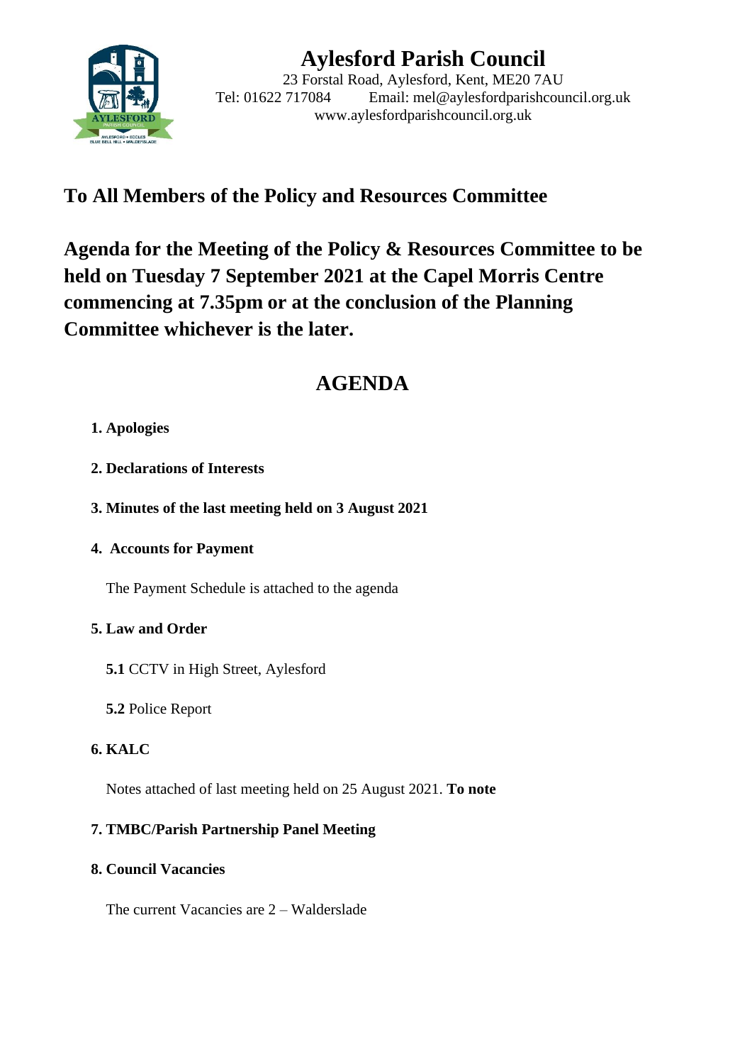# Aylesford Parish Council

23 Forstal Road, Aylesford, Kent, ME20 7AU
Tel: 01622 717084 Email: mel@aylesfordparishcouncil.org.uk
www.aylesfordparishcouncil.org.uk

## To All Members of the Policy and Resources Committee

## Agenda for the Meeting of the Policy & Resources Committee to be held on Tuesday 7 September 2021 at the Capel Morris Centre commencing at 7.35pm or at the conclusion of the Planning Committee whichever is the later.

## AGENDA

**1. Apologies**

**2. Declarations of Interests**

**3. Minutes of the last meeting held on 3 August 2021**

**4. Accounts for Payment**

The Payment Schedule is attached to the agenda

**5. Law and Order**

**5.1** CCTV in High Street, Aylesford

**5.2** Police Report

**6. KALC**

Notes attached of last meeting held on 25 August 2021. **To note**

**7. TMBC/Parish Partnership Panel Meeting**

**8. Council Vacancies**

The current Vacancies are 2 – Walderslade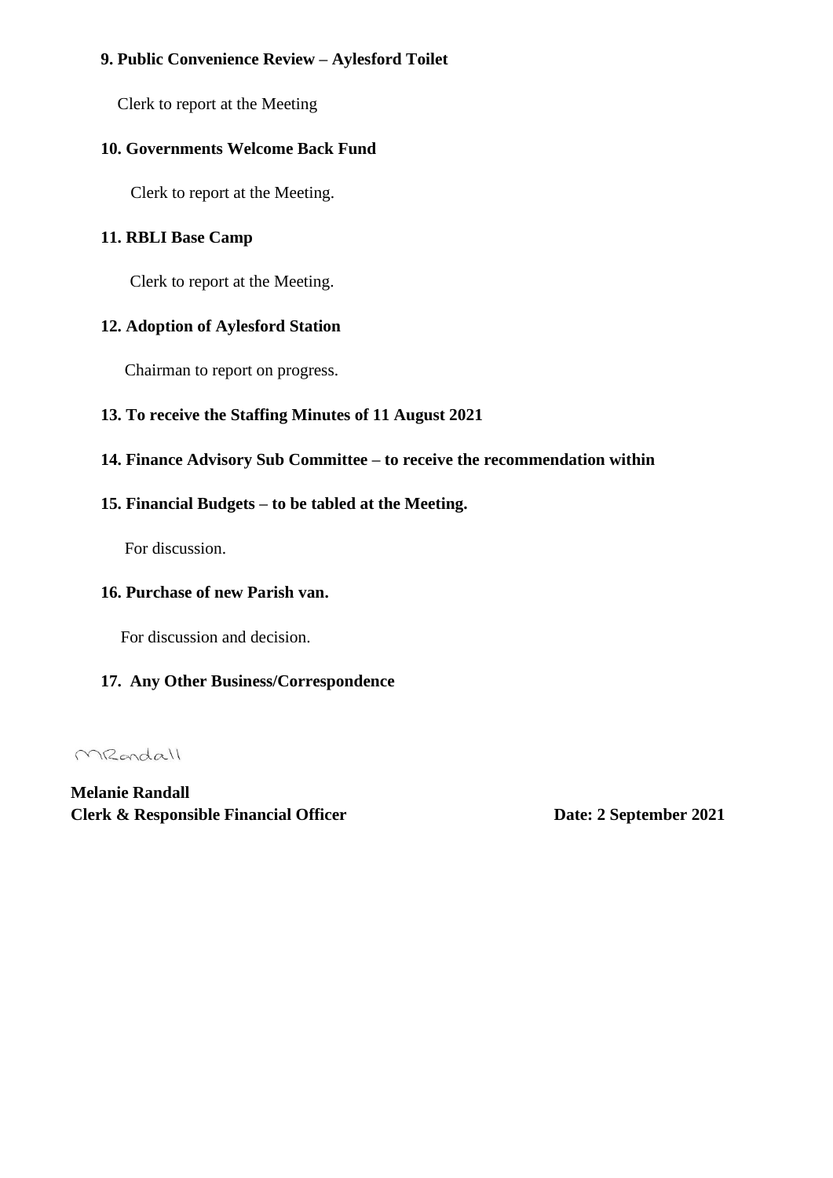**9. Public Convenience Review – Aylesford Toilet**

Clerk to report at the Meeting

**10. Governments Welcome Back Fund**

Clerk to report at the Meeting.

**11. RBLI Base Camp**

Clerk to report at the Meeting.

**12. Adoption of Aylesford Station**

Chairman to report on progress.

**13. To receive the Staffing Minutes of 11 August 2021**

**14. Finance Advisory Sub Committee – to receive the recommendation within**

**15. Financial Budgets – to be tabled at the Meeting.**

For discussion.

**16. Purchase of new Parish van.**

For discussion and decision.

**17. Any Other Business/Correspondence**

MRandall

**Melanie Randall**
**Clerk & Responsible Financial Officer** **Date: 2 September 2021**